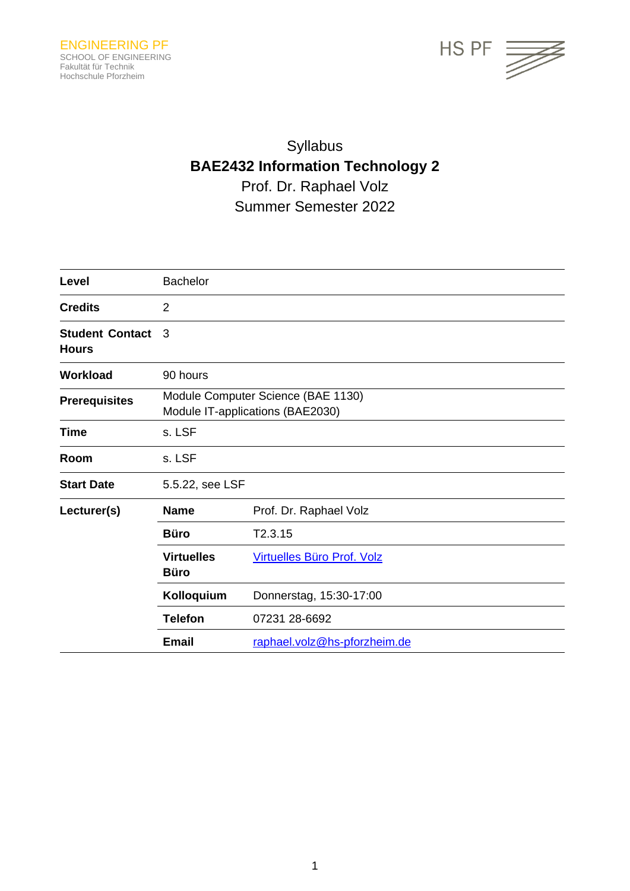ENGINEERING PF
SCHOOL OF ENGINEERING
Fakultät für Technik
Hochschule Pforzheim

HS PF

# Syllabus

## BAE2432 Information Technology 2

Prof. Dr. Raphael Volz

Summer Semester 2022

| | | |
|---|---|---|
| **Level** | Bachelor | |
| **Credits** | 2 | |
| **Student Contact Hours** | 3 | |
| **Workload** | 90 hours | |
| **Prerequisites** | Module Computer Science (BAE 1130)<br>Module IT-applications (BAE2030) | |
| **Time** | s. LSF | |
| **Room** | s. LSF | |
| **Start Date** | 5.5.22, see LSF | |
| **Lecturer(s)** | **Name** | Prof. Dr. Raphael Volz |
| | **Büro** | T2.3.15 |
| | **Virtuelles Büro** | Virtuelles Büro Prof. Volz |
| | **Kolloquium** | Donnerstag, 15:30-17:00 |
| | **Telefon** | 07231 28-6692 |
| | **Email** | raphael.volz@hs-pforzheim.de |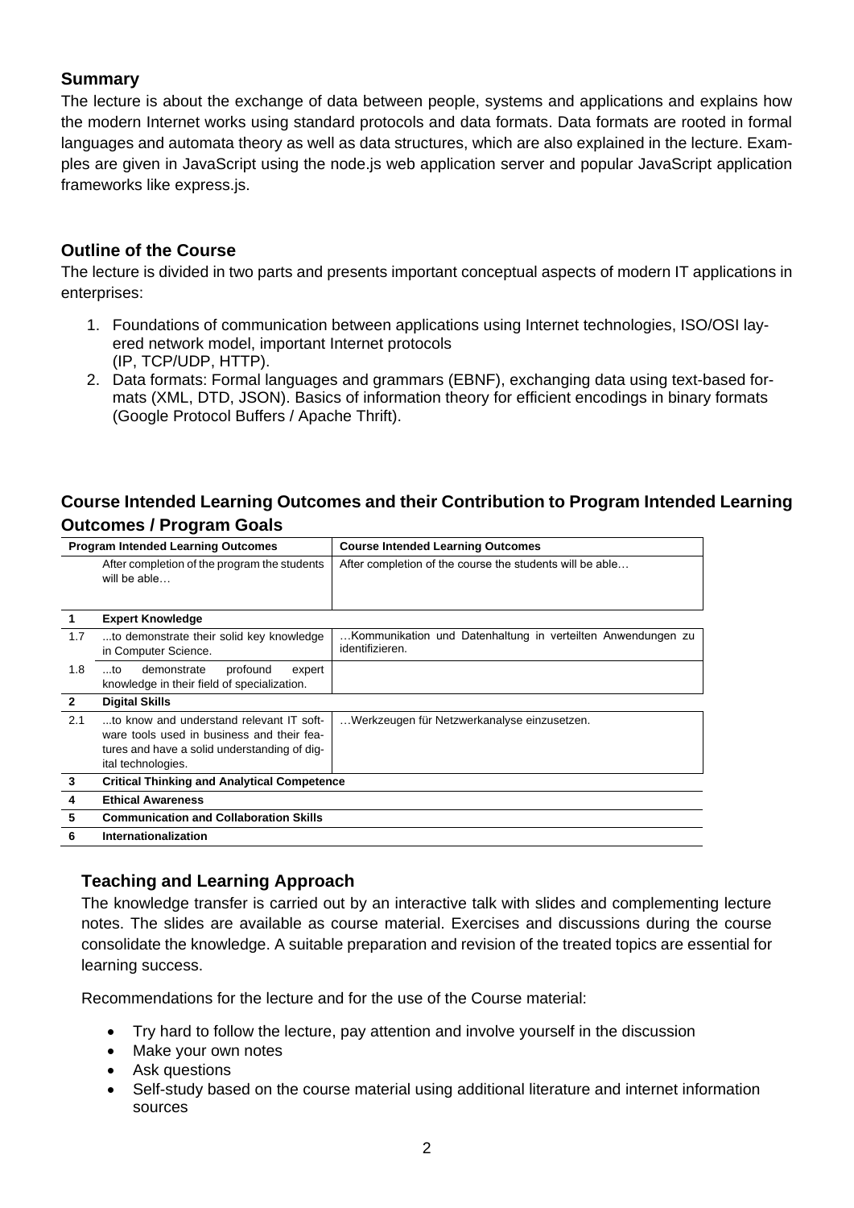## Summary

The lecture is about the exchange of data between people, systems and applications and explains how the modern Internet works using standard protocols and data formats. Data formats are rooted in formal languages and automata theory as well as data structures, which are also explained in the lecture. Examples are given in JavaScript using the node.js web application server and popular JavaScript application frameworks like express.js.

## Outline of the Course

The lecture is divided in two parts and presents important conceptual aspects of modern IT applications in enterprises:

1. Foundations of communication between applications using Internet technologies, ISO/OSI layered network model, important Internet protocols (IP, TCP/UDP, HTTP).
2. Data formats: Formal languages and grammars (EBNF), exchanging data using text-based formats (XML, DTD, JSON). Basics of information theory for efficient encodings in binary formats (Google Protocol Buffers / Apache Thrift).

## Course Intended Learning Outcomes and their Contribution to Program Intended Learning Outcomes / Program Goals

| Program Intended Learning Outcomes | | Course Intended Learning Outcomes |
|---|---|---|
| | After completion of the program the students will be able… | After completion of the course the students will be able… |
| **1** | **Expert Knowledge** | |
| 1.7 | ...to demonstrate their solid key knowledge in Computer Science. | …Kommunikation und Datenhaltung in verteilten Anwendungen zu identifizieren. |
| 1.8 | ...to demonstrate profound expert knowledge in their field of specialization. | |
| **2** | **Digital Skills** | |
| 2.1 | ...to know and understand relevant IT software tools used in business and their features and have a solid understanding of digital technologies. | …Werkzeugen für Netzwerkanalyse einzusetzen. |
| **3** | **Critical Thinking and Analytical Competence** | |
| **4** | **Ethical Awareness** | |
| **5** | **Communication and Collaboration Skills** | |
| **6** | **Internationalization** | |

## Teaching and Learning Approach

The knowledge transfer is carried out by an interactive talk with slides and complementing lecture notes. The slides are available as course material. Exercises and discussions during the course consolidate the knowledge. A suitable preparation and revision of the treated topics are essential for learning success.

Recommendations for the lecture and for the use of the Course material:

- Try hard to follow the lecture, pay attention and involve yourself in the discussion
- Make your own notes
- Ask questions
- Self-study based on the course material using additional literature and internet information sources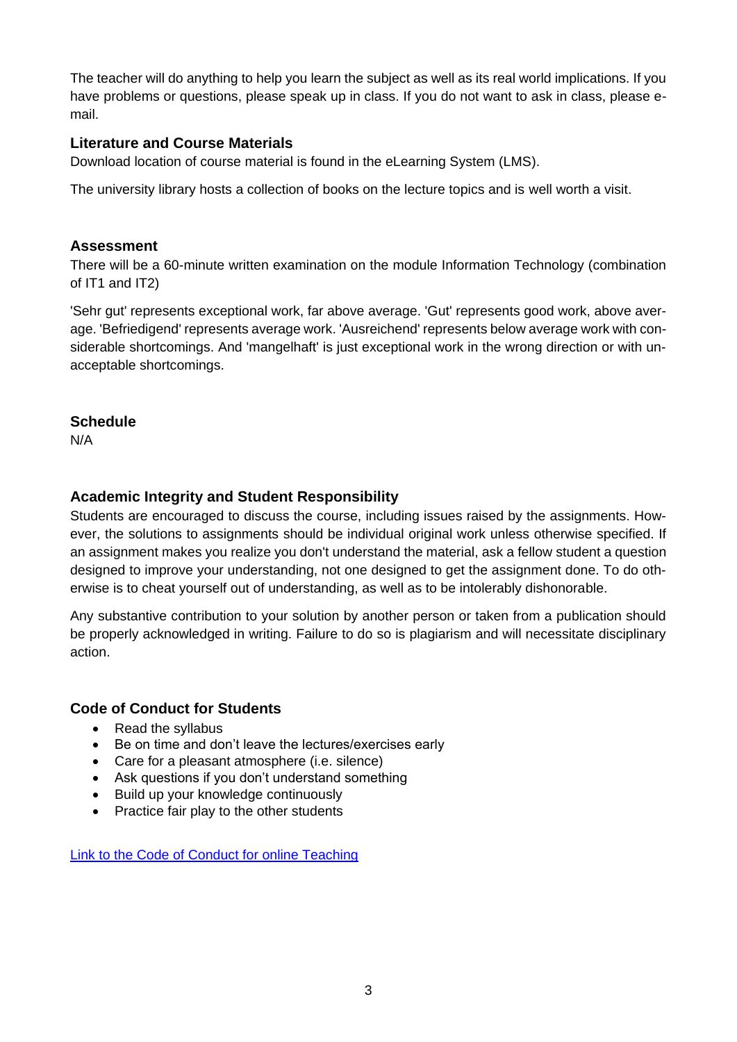The teacher will do anything to help you learn the subject as well as its real world implications. If you have problems or questions, please speak up in class. If you do not want to ask in class, please e-mail.

### Literature and Course Materials

Download location of course material is found in the eLearning System (LMS).

The university library hosts a collection of books on the lecture topics and is well worth a visit.

### Assessment

There will be a 60-minute written examination on the module Information Technology (combination of IT1 and IT2)

'Sehr gut' represents exceptional work, far above average. 'Gut' represents good work, above average. 'Befriedigend' represents average work. 'Ausreichend' represents below average work with considerable shortcomings. And 'mangelhaft' is just exceptional work in the wrong direction or with unacceptable shortcomings.

### Schedule

N/A

### Academic Integrity and Student Responsibility

Students are encouraged to discuss the course, including issues raised by the assignments. However, the solutions to assignments should be individual original work unless otherwise specified. If an assignment makes you realize you don't understand the material, ask a fellow student a question designed to improve your understanding, not one designed to get the assignment done. To do otherwise is to cheat yourself out of understanding, as well as to be intolerably dishonorable.

Any substantive contribution to your solution by another person or taken from a publication should be properly acknowledged in writing. Failure to do so is plagiarism and will necessitate disciplinary action.

### Code of Conduct for Students

- Read the syllabus
- Be on time and don't leave the lectures/exercises early
- Care for a pleasant atmosphere (i.e. silence)
- Ask questions if you don't understand something
- Build up your knowledge continuously
- Practice fair play to the other students

Link to the Code of Conduct for online Teaching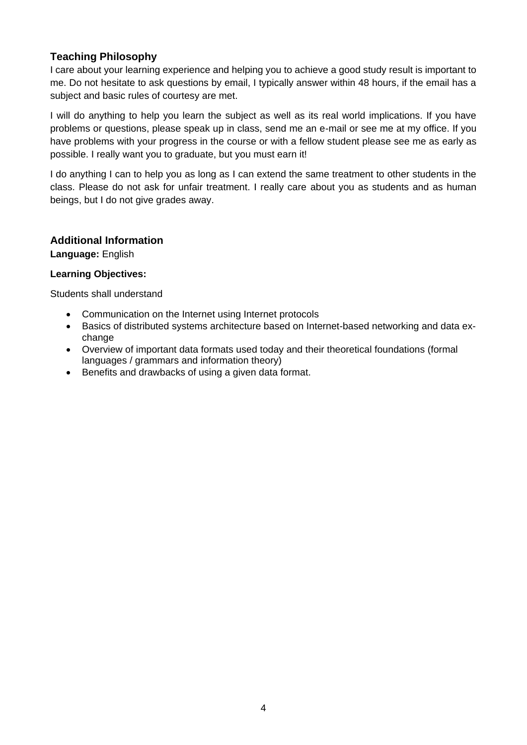## Teaching Philosophy

I care about your learning experience and helping you to achieve a good study result is important to me. Do not hesitate to ask questions by email, I typically answer within 48 hours, if the email has a subject and basic rules of courtesy are met.

I will do anything to help you learn the subject as well as its real world implications. If you have problems or questions, please speak up in class, send me an e-mail or see me at my office. If you have problems with your progress in the course or with a fellow student please see me as early as possible. I really want you to graduate, but you must earn it!

I do anything I can to help you as long as I can extend the same treatment to other students in the class. Please do not ask for unfair treatment. I really care about you as students and as human beings, but I do not give grades away.

## Additional Information

**Language:** English

**Learning Objectives:**

Students shall understand

- Communication on the Internet using Internet protocols
- Basics of distributed systems architecture based on Internet-based networking and data exchange
- Overview of important data formats used today and their theoretical foundations (formal languages / grammars and information theory)
- Benefits and drawbacks of using a given data format.